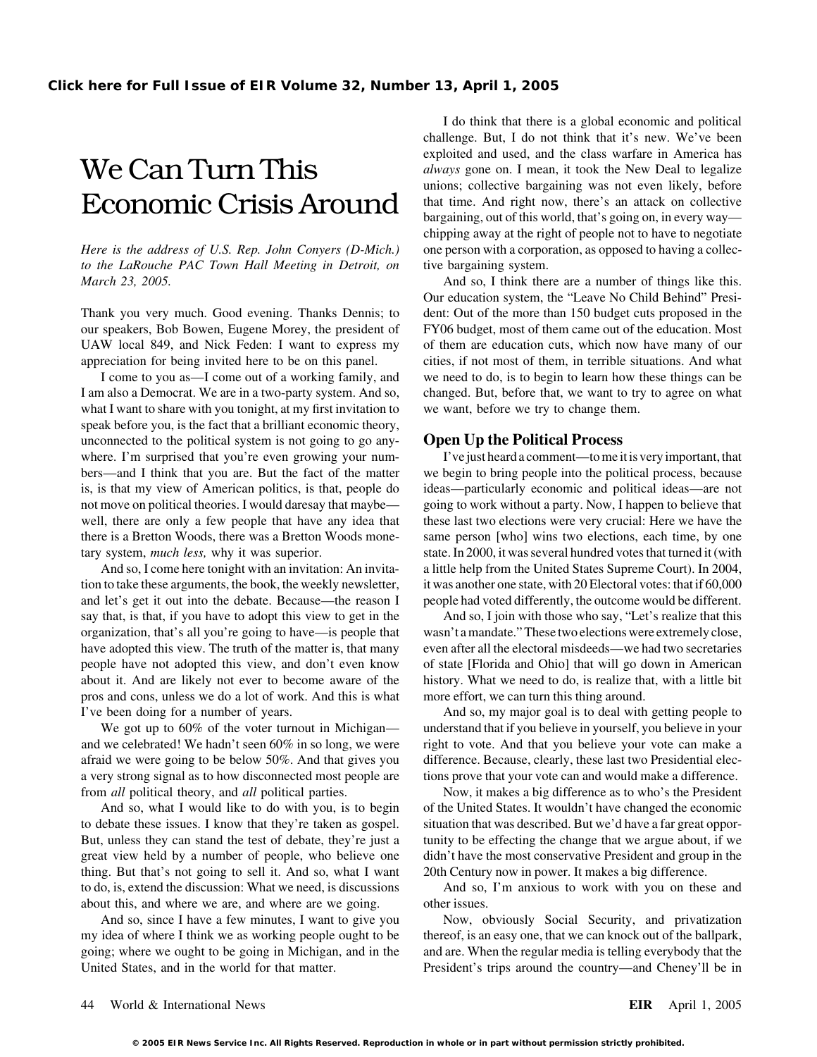# We Can Turn This Economic Crisis Around

*Here is the address of U.S. Rep. John Conyers (D-Mich.) to the LaRouche PAC Town Hall Meeting in Detroit, on March 23, 2005.*

Thank you very much. Good evening. Thanks Dennis; to our speakers, Bob Bowen, Eugene Morey, the president of UAW local 849, and Nick Feden: I want to express my appreciation for being invited here to be on this panel.

I come to you as—I come out of a working family, and I am also a Democrat. We are in a two-party system. And so, what I want to share with you tonight, at my first invitation to speak before you, is the fact that a brilliant economic theory, unconnected to the political system is not going to go anywhere. I'm surprised that you're even growing your numbers—and I think that you are. But the fact of the matter is, is that my view of American politics, is that, people do not move on political theories. I would daresay that maybe—well, there are only a few people that have any idea that there is a Bretton Woods, there was a Bretton Woods monetary system, *much less,* why it was superior.

And so, I come here tonight with an invitation: An invitation to take these arguments, the book, the weekly newsletter, and let's get it out into the debate. Because—the reason I say that, is that, if you have to adopt this view to get in the organization, that's all you're going to have—is people that have adopted this view. The truth of the matter is, that many people have not adopted this view, and don't even know about it. And are likely not ever to become aware of the pros and cons, unless we do a lot of work. And this is what I've been doing for a number of years.

We got up to 60% of the voter turnout in Michigan—and we celebrated! We hadn't seen 60% in so long, we were afraid we were going to be below 50%. And that gives you a very strong signal as to how disconnected most people are from *all* political theory, and *all* political parties.

And so, what I would like to do with you, is to begin to debate these issues. I know that they're taken as gospel. But, unless they can stand the test of debate, they're just a great view held by a number of people, who believe one thing. But that's not going to sell it. And so, what I want to do, is extend the discussion: What we need, is discussions about this, and where we are, and where are we going.

And so, since I have a few minutes, I want to give you my idea of where I think we as working people ought to be going; where we ought to be going in Michigan, and in the United States, and in the world for that matter.

I do think that there is a global economic and political challenge. But, I do not think that it's new. We've been exploited and used, and the class warfare in America has *always* gone on. I mean, it took the New Deal to legalize unions; collective bargaining was not even likely, before that time. And right now, there's an attack on collective bargaining, out of this world, that's going on, in every way—chipping away at the right of people not to have to negotiate one person with a corporation, as opposed to having a collective bargaining system.

And so, I think there are a number of things like this. Our education system, the "Leave No Child Behind" President: Out of the more than 150 budget cuts proposed in the FY06 budget, most of them came out of the education. Most of them are education cuts, which now have many of our cities, if not most of them, in terrible situations. And what we need to do, is to begin to learn how these things can be changed. But, before that, we want to try to agree on what we want, before we try to change them.

## Open Up the Political Process

I've just heard a comment—to me it is very important, that we begin to bring people into the political process, because ideas—particularly economic and political ideas—are not going to work without a party. Now, I happen to believe that these last two elections were very crucial: Here we have the same person [who] wins two elections, each time, by one state. In 2000, it was several hundred votes that turned it (with a little help from the United States Supreme Court). In 2004, it was another one state, with 20 Electoral votes: that if 60,000 people had voted differently, the outcome would be different.

And so, I join with those who say, "Let's realize that this wasn't a mandate." These two elections were extremely close, even after all the electoral misdeeds—we had two secretaries of state [Florida and Ohio] that will go down in American history. What we need to do, is realize that, with a little bit more effort, we can turn this thing around.

And so, my major goal is to deal with getting people to understand that if you believe in yourself, you believe in your right to vote. And that you believe your vote can make a difference. Because, clearly, these last two Presidential elections prove that your vote can and would make a difference.

Now, it makes a big difference as to who's the President of the United States. It wouldn't have changed the economic situation that was described. But we'd have a far great opportunity to be effecting the change that we argue about, if we didn't have the most conservative President and group in the 20th Century now in power. It makes a big difference.

And so, I'm anxious to work with you on these and other issues.

Now, obviously Social Security, and privatization thereof, is an easy one, that we can knock out of the ballpark, and are. When the regular media is telling everybody that the President's trips around the country—and Cheney'll be in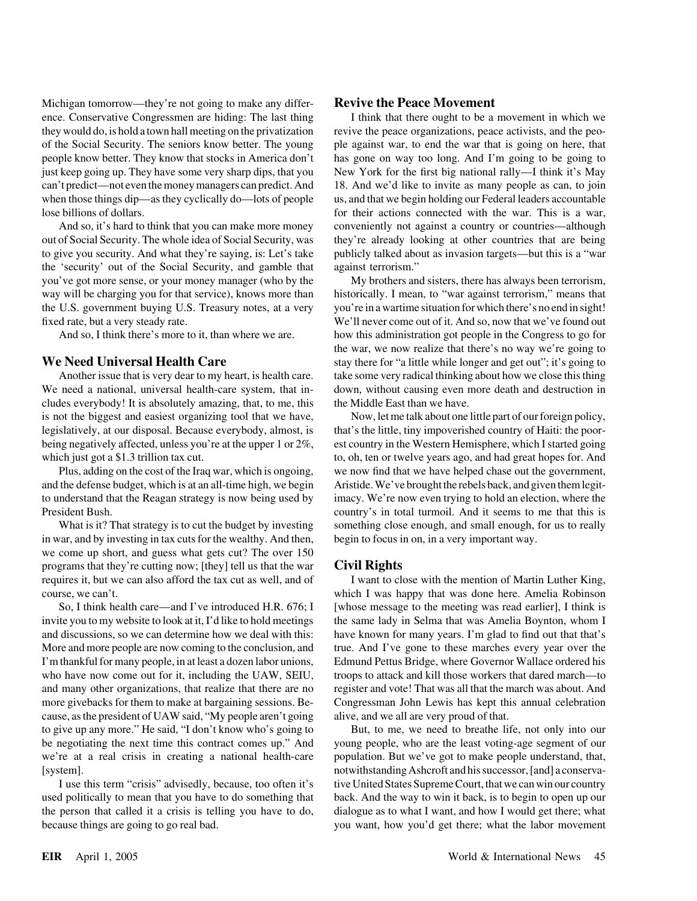Michigan tomorrow—they're not going to make any difference. Conservative Congressmen are hiding: The last thing they would do, is hold a town hall meeting on the privatization of the Social Security. The seniors know better. The young people know better. They know that stocks in America don't just keep going up. They have some very sharp dips, that you can't predict—not even the money managers can predict. And when those things dip—as they cyclically do—lots of people lose billions of dollars.

And so, it's hard to think that you can make more money out of Social Security. The whole idea of Social Security, was to give you security. And what they're saying, is: Let's take the 'security' out of the Social Security, and gamble that you've got more sense, or your money manager (who by the way will be charging you for that service), knows more than the U.S. government buying U.S. Treasury notes, at a very fixed rate, but a very steady rate.

And so, I think there's more to it, than where we are.

## We Need Universal Health Care

Another issue that is very dear to my heart, is health care. We need a national, universal health-care system, that includes everybody! It is absolutely amazing, that, to me, this is not the biggest and easiest organizing tool that we have, legislatively, at our disposal. Because everybody, almost, is being negatively affected, unless you're at the upper 1 or 2%, which just got a $1.3 trillion tax cut.

Plus, adding on the cost of the Iraq war, which is ongoing, and the defense budget, which is at an all-time high, we begin to understand that the Reagan strategy is now being used by President Bush.

What is it? That strategy is to cut the budget by investing in war, and by investing in tax cuts for the wealthy. And then, we come up short, and guess what gets cut? The over 150 programs that they're cutting now; [they] tell us that the war requires it, but we can also afford the tax cut as well, and of course, we can't.

So, I think health care—and I've introduced H.R. 676; I invite you to my website to look at it, I'd like to hold meetings and discussions, so we can determine how we deal with this: More and more people are now coming to the conclusion, and I'm thankful for many people, in at least a dozen labor unions, who have now come out for it, including the UAW, SEIU, and many other organizations, that realize that there are no more givebacks for them to make at bargaining sessions. Because, as the president of UAW said, "My people aren't going to give up any more." He said, "I don't know who's going to be negotiating the next time this contract comes up." And we're at a real crisis in creating a national health-care [system].

I use this term "crisis" advisedly, because, too often it's used politically to mean that you have to do something that the person that called it a crisis is telling you have to do, because things are going to go real bad.

## Revive the Peace Movement

I think that there ought to be a movement in which we revive the peace organizations, peace activists, and the people against war, to end the war that is going on here, that has gone on way too long. And I'm going to be going to New York for the first big national rally—I think it's May 18. And we'd like to invite as many people as can, to join us, and that we begin holding our Federal leaders accountable for their actions connected with the war. This is a war, conveniently not against a country or countries—although they're already looking at other countries that are being publicly talked about as invasion targets—but this is a "war against terrorism."

My brothers and sisters, there has always been terrorism, historically. I mean, to "war against terrorism," means that you're in a wartime situation for which there's no end in sight! We'll never come out of it. And so, now that we've found out how this administration got people in the Congress to go for the war, we now realize that there's no way we're going to stay there for "a little while longer and get out"; it's going to take some very radical thinking about how we close this thing down, without causing even more death and destruction in the Middle East than we have.

Now, let me talk about one little part of our foreign policy, that's the little, tiny impoverished country of Haiti: the poorest country in the Western Hemisphere, which I started going to, oh, ten or twelve years ago, and had great hopes for. And we now find that we have helped chase out the government, Aristide. We've brought the rebels back, and given them legitimacy. We're now even trying to hold an election, where the country's in total turmoil. And it seems to me that this is something close enough, and small enough, for us to really begin to focus in on, in a very important way.

## Civil Rights

I want to close with the mention of Martin Luther King, which I was happy that was done here. Amelia Robinson [whose message to the meeting was read earlier], I think is the same lady in Selma that was Amelia Boynton, whom I have known for many years. I'm glad to find out that that's true. And I've gone to these marches every year over the Edmund Pettus Bridge, where Governor Wallace ordered his troops to attack and kill those workers that dared march—to register and vote! That was all that the march was about. And Congressman John Lewis has kept this annual celebration alive, and we all are very proud of that.

But, to me, we need to breathe life, not only into our young people, who are the least voting-age segment of our population. But we've got to make people understand, that, notwithstanding Ashcroft and his successor, [and] a conservative United States Supreme Court, that we can win our country back. And the way to win it back, is to begin to open up our dialogue as to what I want, and how I would get there; what you want, how you'd get there; what the labor movement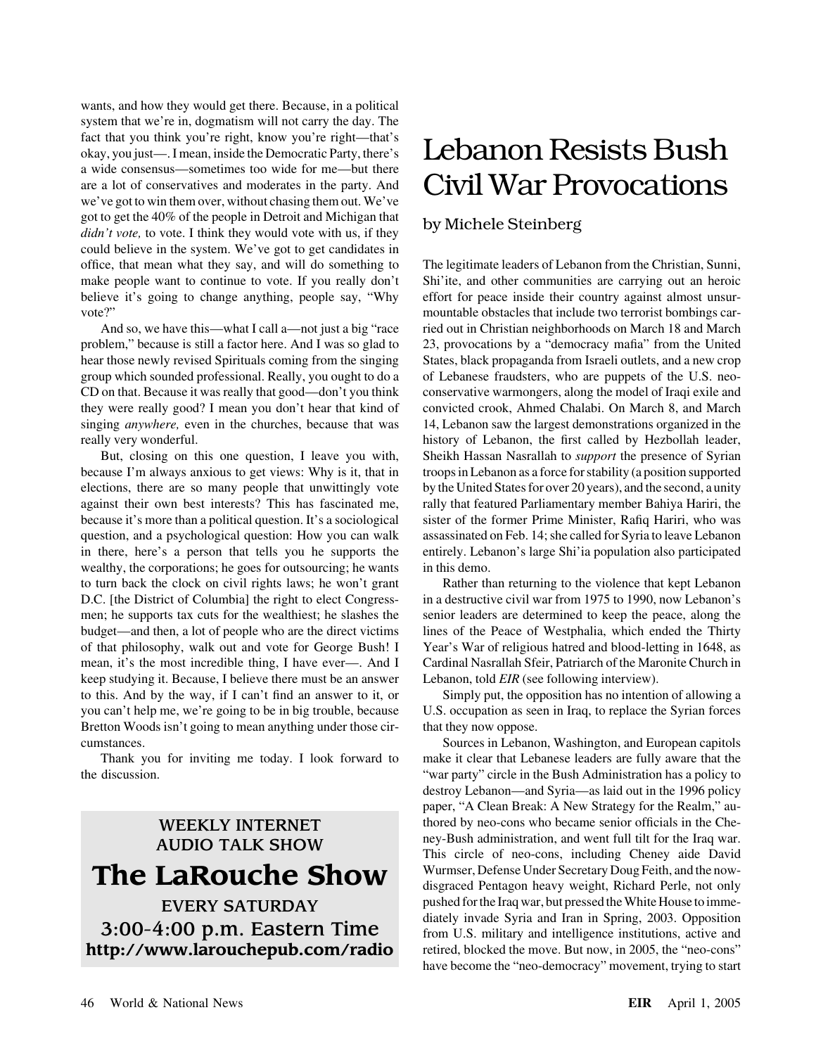wants, and how they would get there. Because, in a political system that we're in, dogmatism will not carry the day. The fact that you think you're right, know you're right—that's okay, you just—. I mean, inside the Democratic Party, there's a wide consensus—sometimes too wide for me—but there are a lot of conservatives and moderates in the party. And we've got to win them over, without chasing them out. We've got to get the 40% of the people in Detroit and Michigan that *didn't vote,* to vote. I think they would vote with us, if they could believe in the system. We've got to get candidates in office, that mean what they say, and will do something to make people want to continue to vote. If you really don't believe it's going to change anything, people say, "Why vote?"

And so, we have this—what I call a—not just a big "race problem," because is still a factor here. And I was so glad to hear those newly revised Spirituals coming from the singing group which sounded professional. Really, you ought to do a CD on that. Because it was really that good—don't you think they were really good? I mean you don't hear that kind of singing *anywhere,* even in the churches, because that was really very wonderful.

But, closing on this one question, I leave you with, because I'm always anxious to get views: Why is it, that in elections, there are so many people that unwittingly vote against their own best interests? This has fascinated me, because it's more than a political question. It's a sociological question, and a psychological question: How you can walk in there, here's a person that tells you he supports the wealthy, the corporations; he goes for outsourcing; he wants to turn back the clock on civil rights laws; he won't grant D.C. [the District of Columbia] the right to elect Congressmen; he supports tax cuts for the wealthiest; he slashes the budget—and then, a lot of people who are the direct victims of that philosophy, walk out and vote for George Bush! I mean, it's the most incredible thing, I have ever—. And I keep studying it. Because, I believe there must be an answer to this. And by the way, if I can't find an answer to it, or you can't help me, we're going to be in big trouble, because Bretton Woods isn't going to mean anything under those circumstances.

Thank you for inviting me today. I look forward to the discussion.

WEEKLY INTERNET AUDIO TALK SHOW

**The LaRouche Show**

EVERY SATURDAY

3:00-4:00 p.m. Eastern Time

**http://www.larouchepub.com/radio**

# Lebanon Resists Bush Civil War Provocations

by Michele Steinberg

The legitimate leaders of Lebanon from the Christian, Sunni, Shi'ite, and other communities are carrying out an heroic effort for peace inside their country against almost unsurmountable obstacles that include two terrorist bombings carried out in Christian neighborhoods on March 18 and March 23, provocations by a "democracy mafia" from the United States, black propaganda from Israeli outlets, and a new crop of Lebanese fraudsters, who are puppets of the U.S. neoconservative warmongers, along the model of Iraqi exile and convicted crook, Ahmed Chalabi. On March 8, and March 14, Lebanon saw the largest demonstrations organized in the history of Lebanon, the first called by Hezbollah leader, Sheikh Hassan Nasrallah to *support* the presence of Syrian troops in Lebanon as a force for stability (a position supported by the United States for over 20 years), and the second, a unity rally that featured Parliamentary member Bahiya Hariri, the sister of the former Prime Minister, Rafiq Hariri, who was assassinated on Feb. 14; she called for Syria to leave Lebanon entirely. Lebanon's large Shi'ia population also participated in this demo.

Rather than returning to the violence that kept Lebanon in a destructive civil war from 1975 to 1990, now Lebanon's senior leaders are determined to keep the peace, along the lines of the Peace of Westphalia, which ended the Thirty Year's War of religious hatred and blood-letting in 1648, as Cardinal Nasrallah Sfeir, Patriarch of the Maronite Church in Lebanon, told *EIR* (see following interview).

Simply put, the opposition has no intention of allowing a U.S. occupation as seen in Iraq, to replace the Syrian forces that they now oppose.

Sources in Lebanon, Washington, and European capitols make it clear that Lebanese leaders are fully aware that the "war party" circle in the Bush Administration has a policy to destroy Lebanon—and Syria—as laid out in the 1996 policy paper, "A Clean Break: A New Strategy for the Realm," authored by neo-cons who became senior officials in the Cheney-Bush administration, and went full tilt for the Iraq war. This circle of neo-cons, including Cheney aide David Wurmser, Defense Under Secretary Doug Feith, and the now-disgraced Pentagon heavy weight, Richard Perle, not only pushed for the Iraq war, but pressed the White House to immediately invade Syria and Iran in Spring, 2003. Opposition from U.S. military and intelligence institutions, active and retired, blocked the move. But now, in 2005, the "neo-cons" have become the "neo-democracy" movement, trying to start